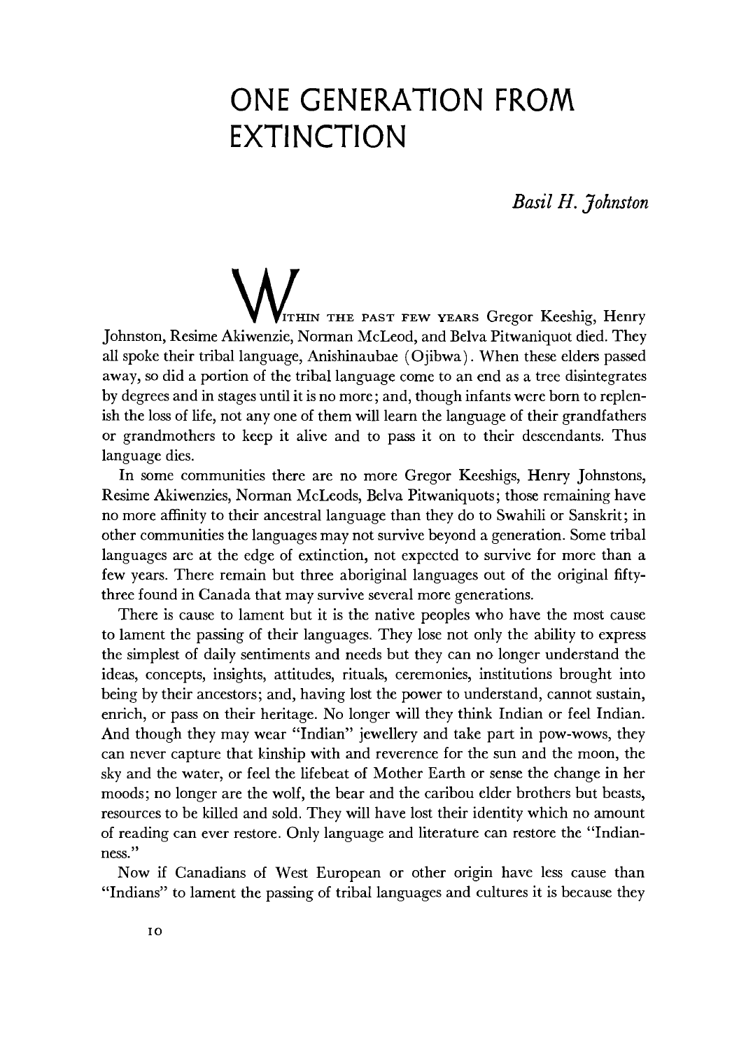# ONE GENERATION FROM EXTINCTION

*Basil H. Johnston*

Within the past few years Gregor Keeshig, Henry Johnston, Resime Akiwenzie, Norman McLeod, and Belva Pitwaniquot died. They all spoke their tribal language, Anishinaubae (Ojibwa). When these elders passed away, so did a portion of the tribal language come to an end as a tree disintegrates by degrees and in stages until it is no more; and, though infants were born to replenish the loss of life, not any one of them will learn the language of their grandfathers or grandmothers to keep it alive and to pass it on to their descendants. Thus language dies.

In some communities there are no more Gregor Keeshigs, Henry Johnstons, Resime Akiwenzies, Norman McLeods, Belva Pitwaniquots; those remaining have no more affinity to their ancestral language than they do to Swahili or Sanskrit; in other communities the languages may not survive beyond a generation. Some tribal languages are at the edge of extinction, not expected to survive for more than a few years. There remain but three aboriginal languages out of the original fifty-three found in Canada that may survive several more generations.

There is cause to lament but it is the native peoples who have the most cause to lament the passing of their languages. They lose not only the ability to express the simplest of daily sentiments and needs but they can no longer understand the ideas, concepts, insights, attitudes, rituals, ceremonies, institutions brought into being by their ancestors; and, having lost the power to understand, cannot sustain, enrich, or pass on their heritage. No longer will they think Indian or feel Indian. And though they may wear "Indian" jewellery and take part in pow-wows, they can never capture that kinship with and reverence for the sun and the moon, the sky and the water, or feel the lifebeat of Mother Earth or sense the change in her moods; no longer are the wolf, the bear and the caribou elder brothers but beasts, resources to be killed and sold. They will have lost their identity which no amount of reading can ever restore. Only language and literature can restore the "Indianness."

Now if Canadians of West European or other origin have less cause than "Indians" to lament the passing of tribal languages and cultures it is because they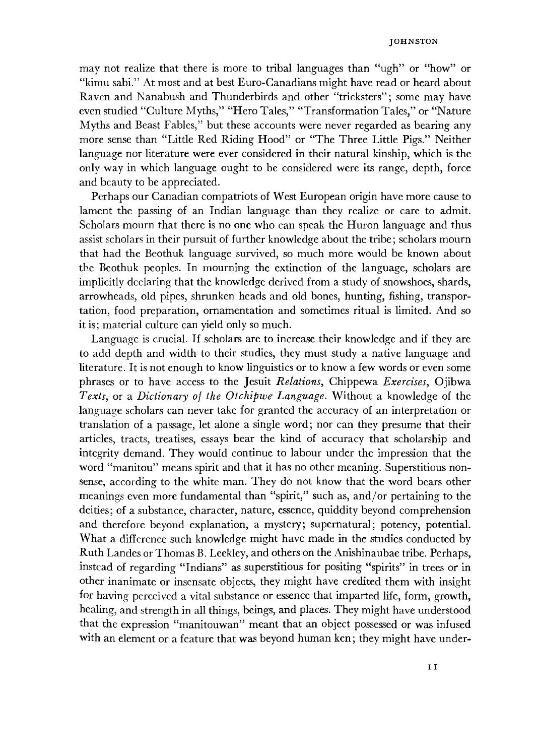may not realize that there is more to tribal languages than "ugh" or "how" or "kimu sabi." At most and at best Euro-Canadians might have read or heard about Raven and Nanabush and Thunderbirds and other "tricksters"; some may have even studied "Culture Myths," "Hero Tales," "Transformation Tales," or "Nature Myths and Beast Fables," but these accounts were never regarded as bearing any more sense than "Little Red Riding Hood" or "The Three Little Pigs." Neither language nor literature were ever considered in their natural kinship, which is the only way in which language ought to be considered were its range, depth, force and beauty to be appreciated.

Perhaps our Canadian compatriots of West European origin have more cause to lament the passing of an Indian language than they realize or care to admit. Scholars mourn that there is no one who can speak the Huron language and thus assist scholars in their pursuit of further knowledge about the tribe; scholars mourn that had the Beothuk language survived, so much more would be known about the Beothuk peoples. In mourning the extinction of the language, scholars are implicitly declaring that the knowledge derived from a study of snowshoes, shards, arrowheads, old pipes, shrunken heads and old bones, hunting, fishing, transportation, food preparation, ornamentation and sometimes ritual is limited. And so it is; material culture can yield only so much.

Language is crucial. If scholars are to increase their knowledge and if they are to add depth and width to their studies, they must study a native language and literature. It is not enough to know linguistics or to know a few words or even some phrases or to have access to the Jesuit *Relations*, Chippewa *Exercises*, Ojibwa *Texts*, or a *Dictionary of the Otchipwe Language*. Without a knowledge of the language scholars can never take for granted the accuracy of an interpretation or translation of a passage, let alone a single word; nor can they presume that their articles, tracts, treatises, essays bear the kind of accuracy that scholarship and integrity demand. They would continue to labour under the impression that the word "manitou" means spirit and that it has no other meaning. Superstitious nonsense, according to the white man. They do not know that the word bears other meanings even more fundamental than "spirit," such as, and/or pertaining to the deities; of a substance, character, nature, essence, quiddity beyond comprehension and therefore beyond explanation, a mystery; supernatural; potency, potential. What a difference such knowledge might have made in the studies conducted by Ruth Landes or Thomas B. Leekley, and others on the Anishinaubae tribe. Perhaps, instead of regarding "Indians" as superstitious for positing "spirits" in trees or in other inanimate or insensate objects, they might have credited them with insight for having perceived a vital substance or essence that imparted life, form, growth, healing, and strength in all things, beings, and places. They might have understood that the expression "manitouwan" meant that an object possessed or was infused with an element or a feature that was beyond human ken; they might have under-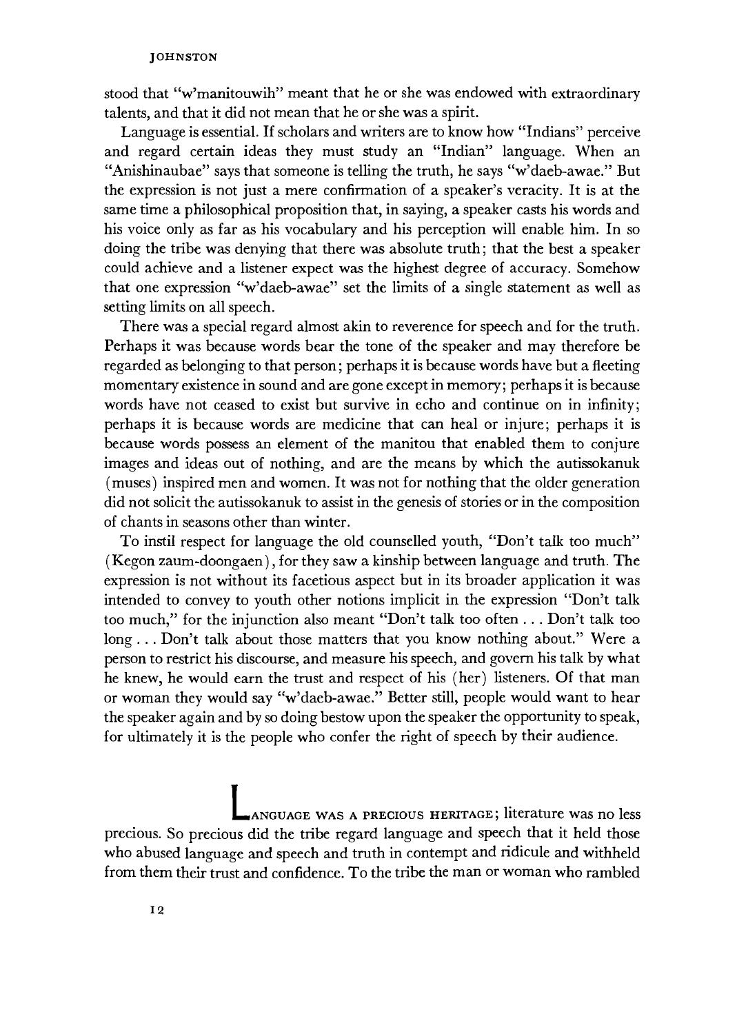stood that "w'manitouwih" meant that he or she was endowed with extraordinary talents, and that it did not mean that he or she was a spirit.

Language is essential. If scholars and writers are to know how "Indians" perceive and regard certain ideas they must study an "Indian" language. When an "Anishinaubae" says that someone is telling the truth, he says "w'daeb-awae." But the expression is not just a mere confirmation of a speaker's veracity. It is at the same time a philosophical proposition that, in saying, a speaker casts his words and his voice only as far as his vocabulary and his perception will enable him. In so doing the tribe was denying that there was absolute truth; that the best a speaker could achieve and a listener expect was the highest degree of accuracy. Somehow that one expression "w'daeb-awae" set the limits of a single statement as well as setting limits on all speech.

There was a special regard almost akin to reverence for speech and for the truth. Perhaps it was because words bear the tone of the speaker and may therefore be regarded as belonging to that person; perhaps it is because words have but a fleeting momentary existence in sound and are gone except in memory; perhaps it is because words have not ceased to exist but survive in echo and continue on in infinity; perhaps it is because words are medicine that can heal or injure; perhaps it is because words possess an element of the manitou that enabled them to conjure images and ideas out of nothing, and are the means by which the autissokanuk (muses) inspired men and women. It was not for nothing that the older generation did not solicit the autissokanuk to assist in the genesis of stories or in the composition of chants in seasons other than winter.

To instil respect for language the old counselled youth, "Don't talk too much" (Kegon zaum-doongaen), for they saw a kinship between language and truth. The expression is not without its facetious aspect but in its broader application it was intended to convey to youth other notions implicit in the expression "Don't talk too much," for the injunction also meant "Don't talk too often . . . Don't talk too long . . . Don't talk about those matters that you know nothing about." Were a person to restrict his discourse, and measure his speech, and govern his talk by what he knew, he would earn the trust and respect of his (her) listeners. Of that man or woman they would say "w'daeb-awae." Better still, people would want to hear the speaker again and by so doing bestow upon the speaker the opportunity to speak, for ultimately it is the people who confer the right of speech by their audience.

LANGUAGE WAS A PRECIOUS HERITAGE; literature was no less precious. So precious did the tribe regard language and speech that it held those who abused language and speech and truth in contempt and ridicule and withheld from them their trust and confidence. To the tribe the man or woman who rambled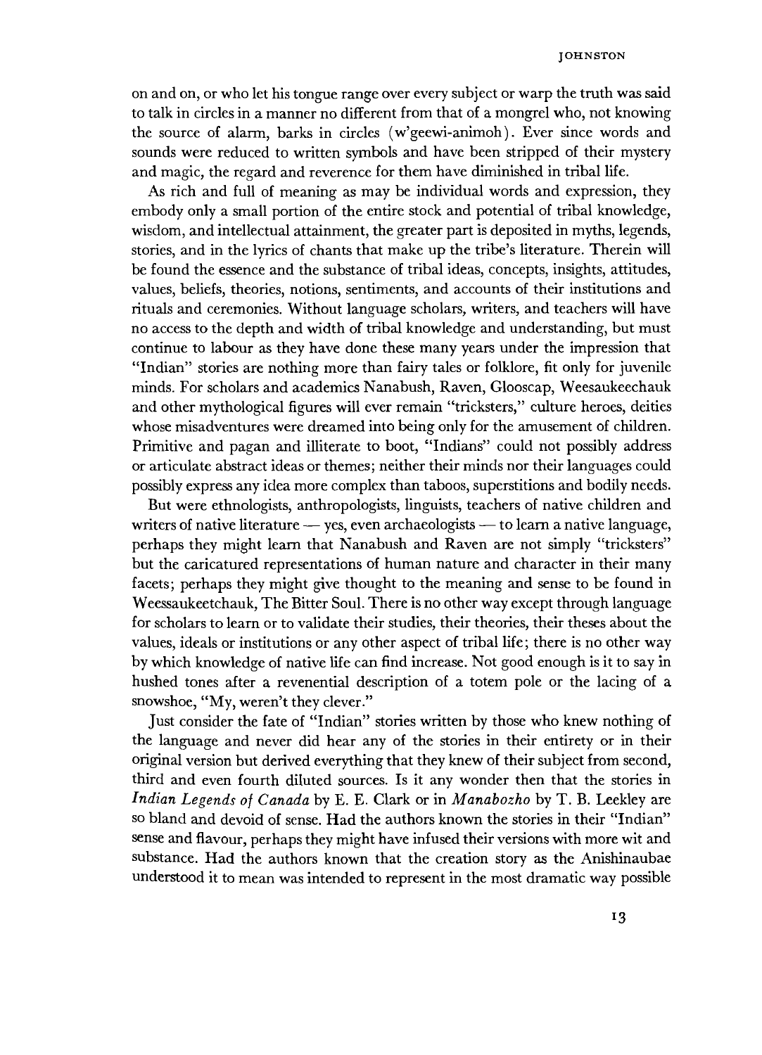on and on, or who let his tongue range over every subject or warp the truth was said to talk in circles in a manner no different from that of a mongrel who, not knowing the source of alarm, barks in circles (w'geewi-animoh). Ever since words and sounds were reduced to written symbols and have been stripped of their mystery and magic, the regard and reverence for them have diminished in tribal life.

As rich and full of meaning as may be individual words and expression, they embody only a small portion of the entire stock and potential of tribal knowledge, wisdom, and intellectual attainment, the greater part is deposited in myths, legends, stories, and in the lyrics of chants that make up the tribe's literature. Therein will be found the essence and the substance of tribal ideas, concepts, insights, attitudes, values, beliefs, theories, notions, sentiments, and accounts of their institutions and rituals and ceremonies. Without language scholars, writers, and teachers will have no access to the depth and width of tribal knowledge and understanding, but must continue to labour as they have done these many years under the impression that "Indian" stories are nothing more than fairy tales or folklore, fit only for juvenile minds. For scholars and academics Nanabush, Raven, Glooscap, Weesaukeechauk and other mythological figures will ever remain "tricksters," culture heroes, deities whose misadventures were dreamed into being only for the amusement of children. Primitive and pagan and illiterate to boot, "Indians" could not possibly address or articulate abstract ideas or themes; neither their minds nor their languages could possibly express any idea more complex than taboos, superstitions and bodily needs.

But were ethnologists, anthropologists, linguists, teachers of native children and writers of native literature — yes, even archaeologists — to learn a native language, perhaps they might learn that Nanabush and Raven are not simply "tricksters" but the caricatured representations of human nature and character in their many facets; perhaps they might give thought to the meaning and sense to be found in Weessaukeetchauk, The Bitter Soul. There is no other way except through language for scholars to learn or to validate their studies, their theories, their theses about the values, ideals or institutions or any other aspect of tribal life; there is no other way by which knowledge of native life can find increase. Not good enough is it to say in hushed tones after a revenential description of a totem pole or the lacing of a snowshoe, "My, weren't they clever."

Just consider the fate of "Indian" stories written by those who knew nothing of the language and never did hear any of the stories in their entirety or in their original version but derived everything that they knew of their subject from second, third and even fourth diluted sources. Is it any wonder then that the stories in *Indian Legends of Canada* by E. E. Clark or in *Manabozho* by T. B. Leekley are so bland and devoid of sense. Had the authors known the stories in their "Indian" sense and flavour, perhaps they might have infused their versions with more wit and substance. Had the authors known that the creation story as the Anishinaubae understood it to mean was intended to represent in the most dramatic way possible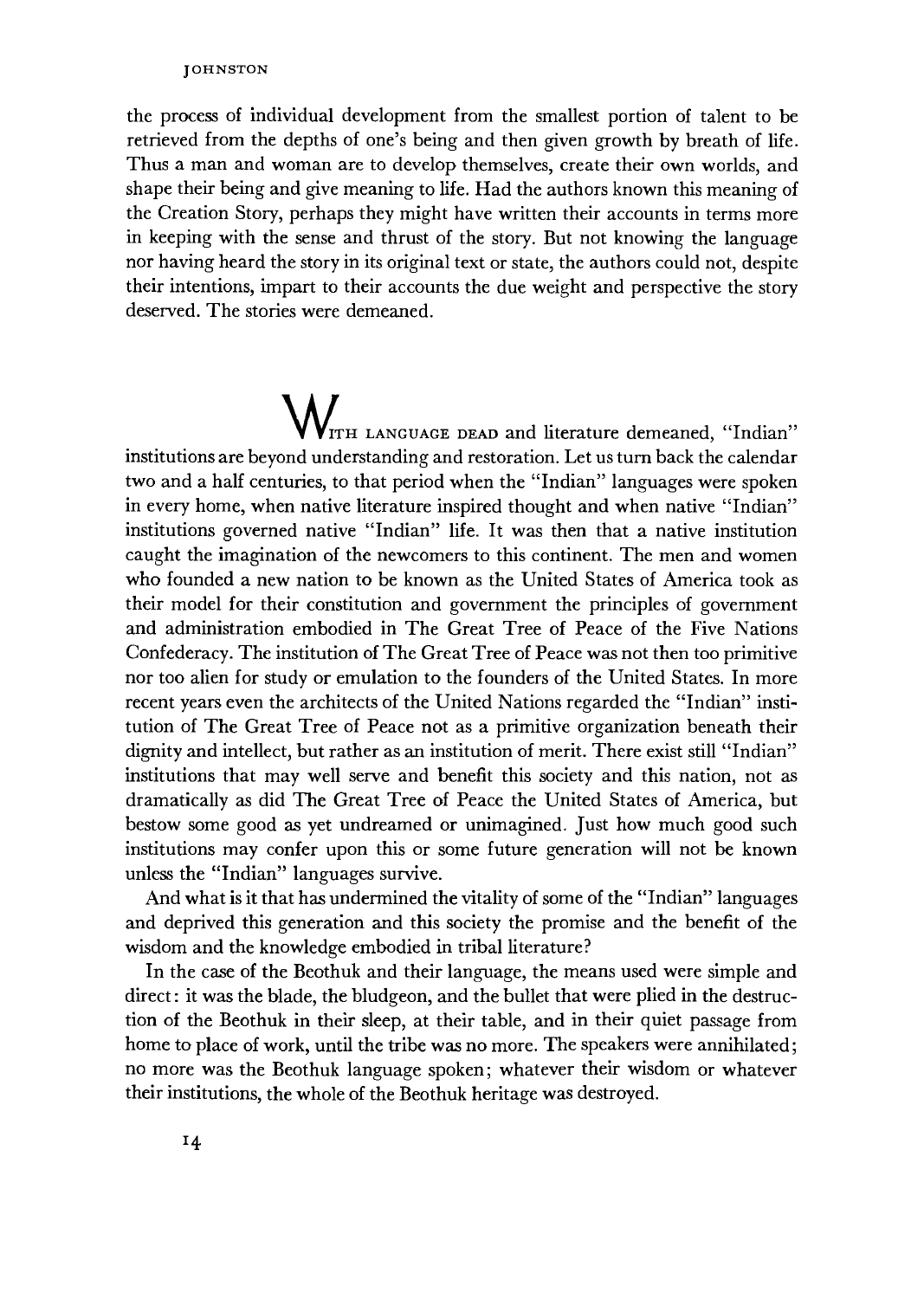the process of individual development from the smallest portion of talent to be retrieved from the depths of one's being and then given growth by breath of life. Thus a man and woman are to develop themselves, create their own worlds, and shape their being and give meaning to life. Had the authors known this meaning of the Creation Story, perhaps they might have written their accounts in terms more in keeping with the sense and thrust of the story. But not knowing the language nor having heard the story in its original text or state, the authors could not, despite their intentions, impart to their accounts the due weight and perspective the story deserved. The stories were demeaned.

WITH LANGUAGE DEAD and literature demeaned, "Indian" institutions are beyond understanding and restoration. Let us turn back the calendar two and a half centuries, to that period when the "Indian" languages were spoken in every home, when native literature inspired thought and when native "Indian" institutions governed native "Indian" life. It was then that a native institution caught the imagination of the newcomers to this continent. The men and women who founded a new nation to be known as the United States of America took as their model for their constitution and government the principles of government and administration embodied in The Great Tree of Peace of the Five Nations Confederacy. The institution of The Great Tree of Peace was not then too primitive nor too alien for study or emulation to the founders of the United States. In more recent years even the architects of the United Nations regarded the "Indian" institution of The Great Tree of Peace not as a primitive organization beneath their dignity and intellect, but rather as an institution of merit. There exist still "Indian" institutions that may well serve and benefit this society and this nation, not as dramatically as did The Great Tree of Peace the United States of America, but bestow some good as yet undreamed or unimagined. Just how much good such institutions may confer upon this or some future generation will not be known unless the "Indian" languages survive.

And what is it that has undermined the vitality of some of the "Indian" languages and deprived this generation and this society the promise and the benefit of the wisdom and the knowledge embodied in tribal literature?

In the case of the Beothuk and their language, the means used were simple and direct: it was the blade, the bludgeon, and the bullet that were plied in the destruction of the Beothuk in their sleep, at their table, and in their quiet passage from home to place of work, until the tribe was no more. The speakers were annihilated; no more was the Beothuk language spoken; whatever their wisdom or whatever their institutions, the whole of the Beothuk heritage was destroyed.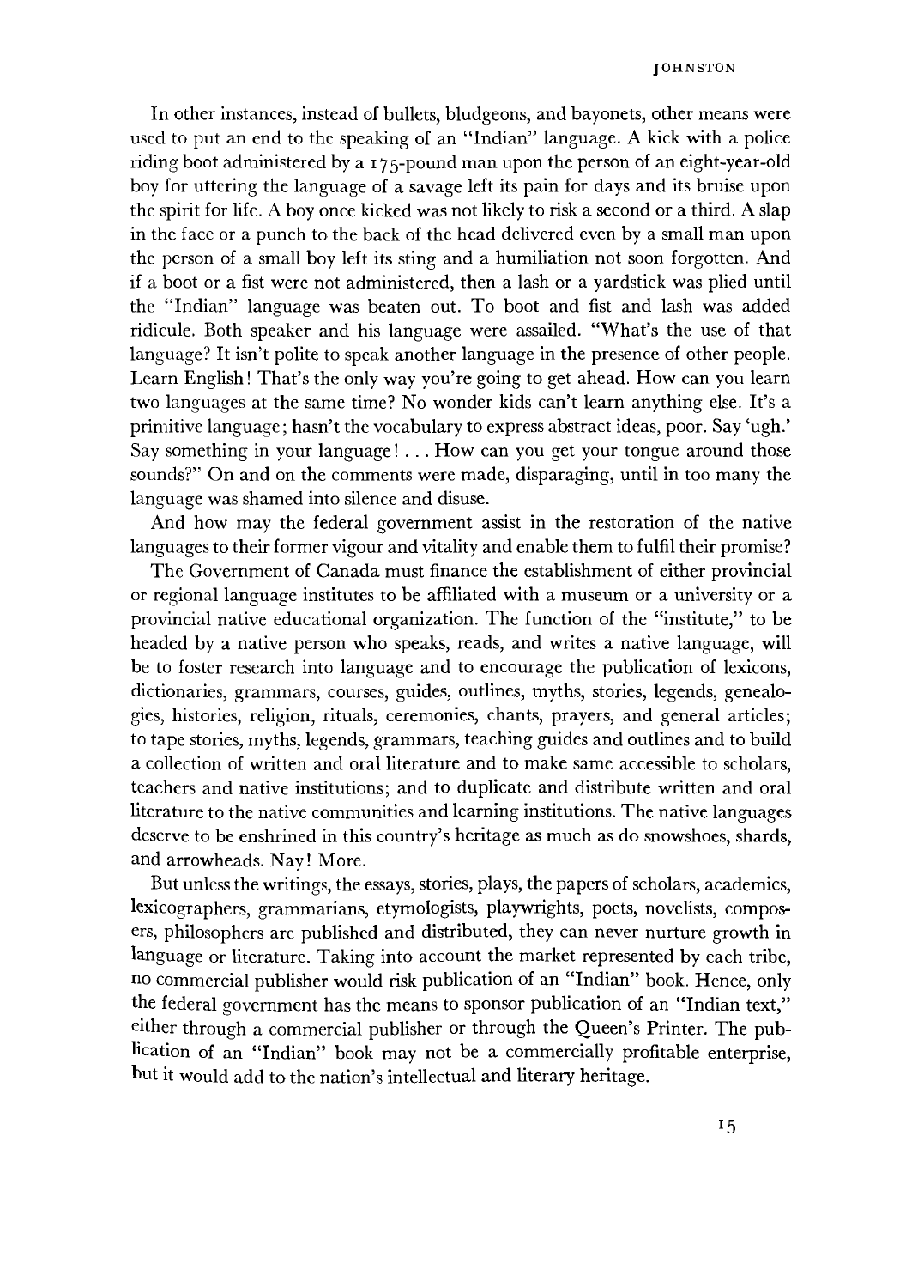In other instances, instead of bullets, bludgeons, and bayonets, other means were used to put an end to the speaking of an "Indian" language. A kick with a police riding boot administered by a 175-pound man upon the person of an eight-year-old boy for uttering the language of a savage left its pain for days and its bruise upon the spirit for life. A boy once kicked was not likely to risk a second or a third. A slap in the face or a punch to the back of the head delivered even by a small man upon the person of a small boy left its sting and a humiliation not soon forgotten. And if a boot or a fist were not administered, then a lash or a yardstick was plied until the "Indian" language was beaten out. To boot and fist and lash was added ridicule. Both speaker and his language were assailed. "What's the use of that language? It isn't polite to speak another language in the presence of other people. Learn English! That's the only way you're going to get ahead. How can you learn two languages at the same time? No wonder kids can't learn anything else. It's a primitive language; hasn't the vocabulary to express abstract ideas, poor. Say 'ugh.' Say something in your language! . . . How can you get your tongue around those sounds?" On and on the comments were made, disparaging, until in too many the language was shamed into silence and disuse.

And how may the federal government assist in the restoration of the native languages to their former vigour and vitality and enable them to fulfil their promise?

The Government of Canada must finance the establishment of either provincial or regional language institutes to be affiliated with a museum or a university or a provincial native educational organization. The function of the "institute," to be headed by a native person who speaks, reads, and writes a native language, will be to foster research into language and to encourage the publication of lexicons, dictionaries, grammars, courses, guides, outlines, myths, stories, legends, genealogies, histories, religion, rituals, ceremonies, chants, prayers, and general articles; to tape stories, myths, legends, grammars, teaching guides and outlines and to build a collection of written and oral literature and to make same accessible to scholars, teachers and native institutions; and to duplicate and distribute written and oral literature to the native communities and learning institutions. The native languages deserve to be enshrined in this country's heritage as much as do snowshoes, shards, and arrowheads. Nay! More.

But unless the writings, the essays, stories, plays, the papers of scholars, academics, lexicographers, grammarians, etymologists, playwrights, poets, novelists, composers, philosophers are published and distributed, they can never nurture growth in language or literature. Taking into account the market represented by each tribe, no commercial publisher would risk publication of an "Indian" book. Hence, only the federal government has the means to sponsor publication of an "Indian text," either through a commercial publisher or through the Queen's Printer. The publication of an "Indian" book may not be a commercially profitable enterprise, but it would add to the nation's intellectual and literary heritage.